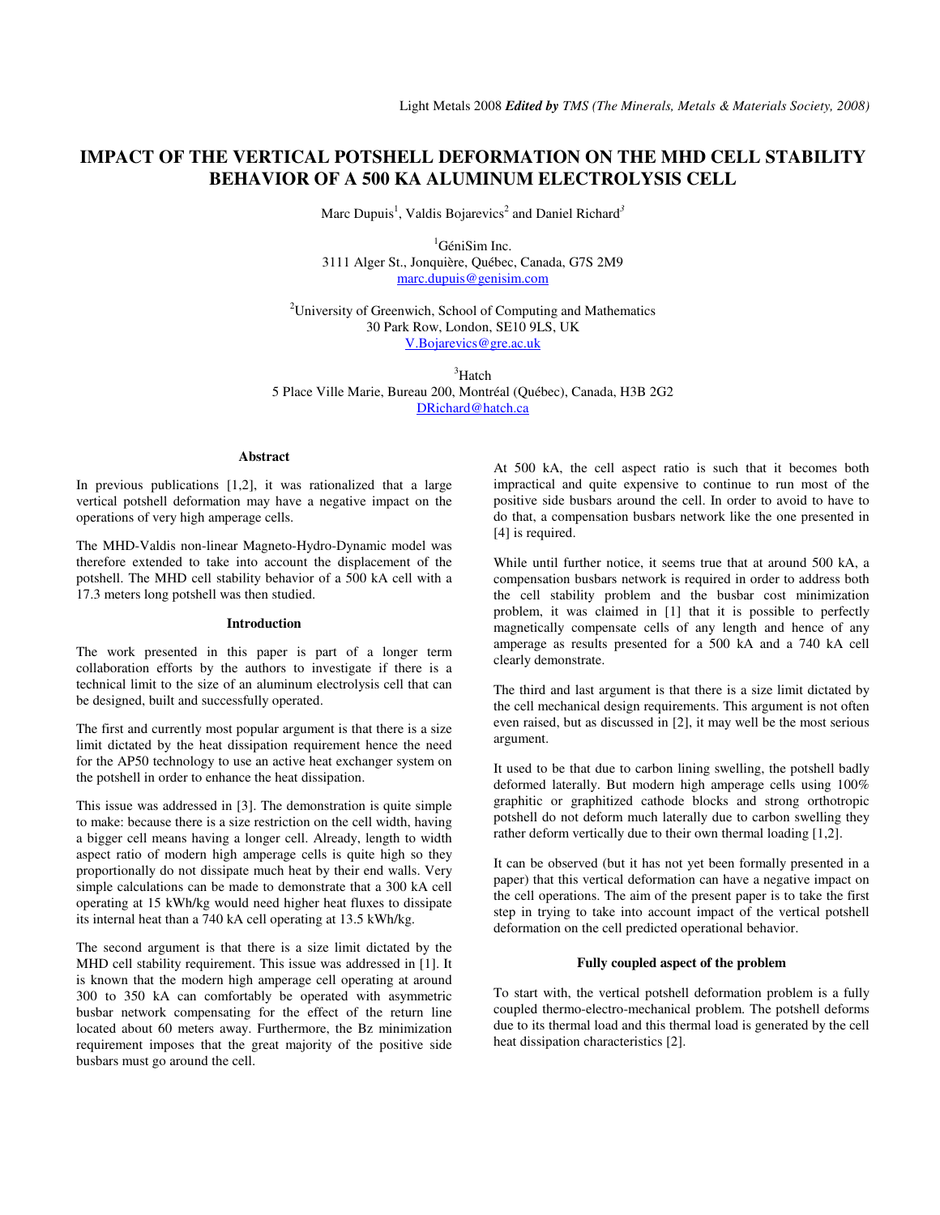# IMPACT OF THE VERTICAL POTSHELL DEFORMATION ON THE MHD CELL STABILITY BEHAVIOR OF A 500 KA ALUMINUM ELECTROLYSIS CELL

Marc Dupuis[1], Valdis Bojarevics[2] and Daniel Richard[3]

[1]GéniSim Inc.
3111 Alger St., Jonquière, Québec, Canada, G7S 2M9
marc.dupuis@genisim.com

[2]University of Greenwich, School of Computing and Mathematics
30 Park Row, London, SE10 9LS, UK
V.Bojarevics@gre.ac.uk

[3]Hatch
5 Place Ville Marie, Bureau 200, Montréal (Québec), Canada, H3B 2G2
DRichard@hatch.ca

## Abstract

In previous publications [1,2], it was rationalized that a large vertical potshell deformation may have a negative impact on the operations of very high amperage cells.

The MHD-Valdis non-linear Magneto-Hydro-Dynamic model was therefore extended to take into account the displacement of the potshell. The MHD cell stability behavior of a 500 kA cell with a 17.3 meters long potshell was then studied.

## Introduction

The work presented in this paper is part of a longer term collaboration efforts by the authors to investigate if there is a technical limit to the size of an aluminum electrolysis cell that can be designed, built and successfully operated.

The first and currently most popular argument is that there is a size limit dictated by the heat dissipation requirement hence the need for the AP50 technology to use an active heat exchanger system on the potshell in order to enhance the heat dissipation.

This issue was addressed in [3]. The demonstration is quite simple to make: because there is a size restriction on the cell width, having a bigger cell means having a longer cell. Already, length to width aspect ratio of modern high amperage cells is quite high so they proportionally do not dissipate much heat by their end walls. Very simple calculations can be made to demonstrate that a 300 kA cell operating at 15 kWh/kg would need higher heat fluxes to dissipate its internal heat than a 740 kA cell operating at 13.5 kWh/kg.

The second argument is that there is a size limit dictated by the MHD cell stability requirement. This issue was addressed in [1]. It is known that the modern high amperage cell operating at around 300 to 350 kA can comfortably be operated with asymmetric busbar network compensating for the effect of the return line located about 60 meters away. Furthermore, the Bz minimization requirement imposes that the great majority of the positive side busbars must go around the cell.

At 500 kA, the cell aspect ratio is such that it becomes both impractical and quite expensive to continue to run most of the positive side busbars around the cell. In order to avoid to have to do that, a compensation busbars network like the one presented in [4] is required.

While until further notice, it seems true that at around 500 kA, a compensation busbars network is required in order to address both the cell stability problem and the busbar cost minimization problem, it was claimed in [1] that it is possible to perfectly magnetically compensate cells of any length and hence of any amperage as results presented for a 500 kA and a 740 kA cell clearly demonstrate.

The third and last argument is that there is a size limit dictated by the cell mechanical design requirements. This argument is not often even raised, but as discussed in [2], it may well be the most serious argument.

It used to be that due to carbon lining swelling, the potshell badly deformed laterally. But modern high amperage cells using 100% graphitic or graphitized cathode blocks and strong orthotropic potshell do not deform much laterally due to carbon swelling they rather deform vertically due to their own thermal loading [1,2].

It can be observed (but it has not yet been formally presented in a paper) that this vertical deformation can have a negative impact on the cell operations. The aim of the present paper is to take the first step in trying to take into account impact of the vertical potshell deformation on the cell predicted operational behavior.

## Fully coupled aspect of the problem

To start with, the vertical potshell deformation problem is a fully coupled thermo-electro-mechanical problem. The potshell deforms due to its thermal load and this thermal load is generated by the cell heat dissipation characteristics [2].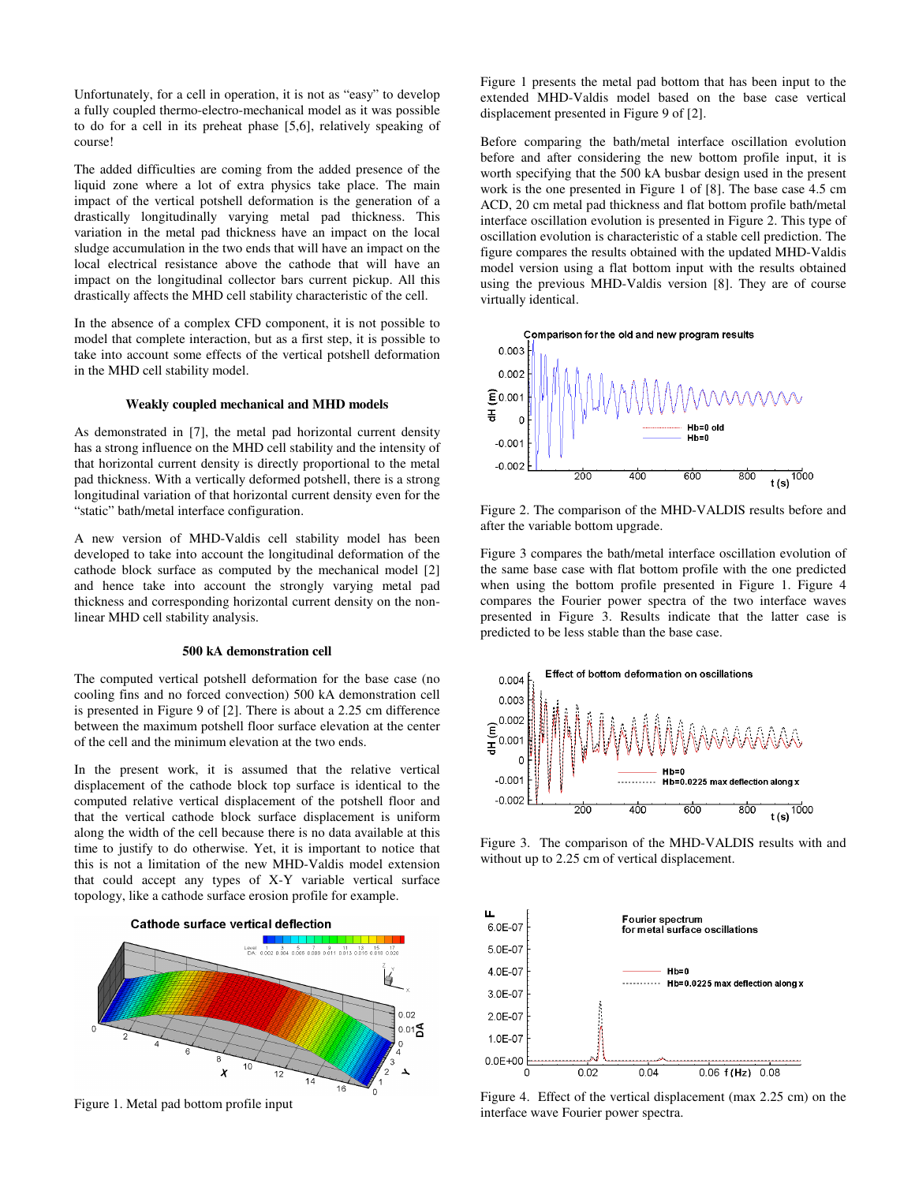Unfortunately, for a cell in operation, it is not as "easy" to develop a fully coupled thermo-electro-mechanical model as it was possible to do for a cell in its preheat phase [5,6], relatively speaking of course!

The added difficulties are coming from the added presence of the liquid zone where a lot of extra physics take place. The main impact of the vertical potshell deformation is the generation of a drastically longitudinally varying metal pad thickness. This variation in the metal pad thickness have an impact on the local sludge accumulation in the two ends that will have an impact on the local electrical resistance above the cathode that will have an impact on the longitudinal collector bars current pickup. All this drastically affects the MHD cell stability characteristic of the cell.

In the absence of a complex CFD component, it is not possible to model that complete interaction, but as a first step, it is possible to take into account some effects of the vertical potshell deformation in the MHD cell stability model.

### Weakly coupled mechanical and MHD models

As demonstrated in [7], the metal pad horizontal current density has a strong influence on the MHD cell stability and the intensity of that horizontal current density is directly proportional to the metal pad thickness. With a vertically deformed potshell, there is a strong longitudinal variation of that horizontal current density even for the "static" bath/metal interface configuration.

A new version of MHD-Valdis cell stability model has been developed to take into account the longitudinal deformation of the cathode block surface as computed by the mechanical model [2] and hence take into account the strongly varying metal pad thickness and corresponding horizontal current density on the non-linear MHD cell stability analysis.

### 500 kA demonstration cell

The computed vertical potshell deformation for the base case (no cooling fins and no forced convection) 500 kA demonstration cell is presented in Figure 9 of [2]. There is about a 2.25 cm difference between the maximum potshell floor surface elevation at the center of the cell and the minimum elevation at the two ends.

In the present work, it is assumed that the relative vertical displacement of the cathode block top surface is identical to the computed relative vertical displacement of the potshell floor and that the vertical cathode block surface displacement is uniform along the width of the cell because there is no data available at this time to justify to do otherwise. Yet, it is important to notice that this is not a limitation of the new MHD-Valdis model extension that could accept any types of X-Y variable vertical surface topology, like a cathode surface erosion profile for example.

Figure 1. Metal pad bottom profile input

Figure 1 presents the metal pad bottom that has been input to the extended MHD-Valdis model based on the base case vertical displacement presented in Figure 9 of [2].

Before comparing the bath/metal interface oscillation evolution before and after considering the new bottom profile input, it is worth specifying that the 500 kA busbar design used in the present work is the one presented in Figure 1 of [8]. The base case 4.5 cm ACD, 20 cm metal pad thickness and flat bottom profile bath/metal interface oscillation evolution is presented in Figure 2. This type of oscillation evolution is characteristic of a stable cell prediction. The figure compares the results obtained with the updated MHD-Valdis model version using a flat bottom input with the results obtained using the previous MHD-Valdis version [8]. They are of course virtually identical.

Figure 2. The comparison of the MHD-VALDIS results before and after the variable bottom upgrade.

Figure 3 compares the bath/metal interface oscillation evolution of the same base case with flat bottom profile with the one predicted when using the bottom profile presented in Figure 1. Figure 4 compares the Fourier power spectra of the two interface waves presented in Figure 3. Results indicate that the latter case is predicted to be less stable than the base case.

Figure 3. The comparison of the MHD-VALDIS results with and without up to 2.25 cm of vertical displacement.

Figure 4. Effect of the vertical displacement (max 2.25 cm) on the interface wave Fourier power spectra.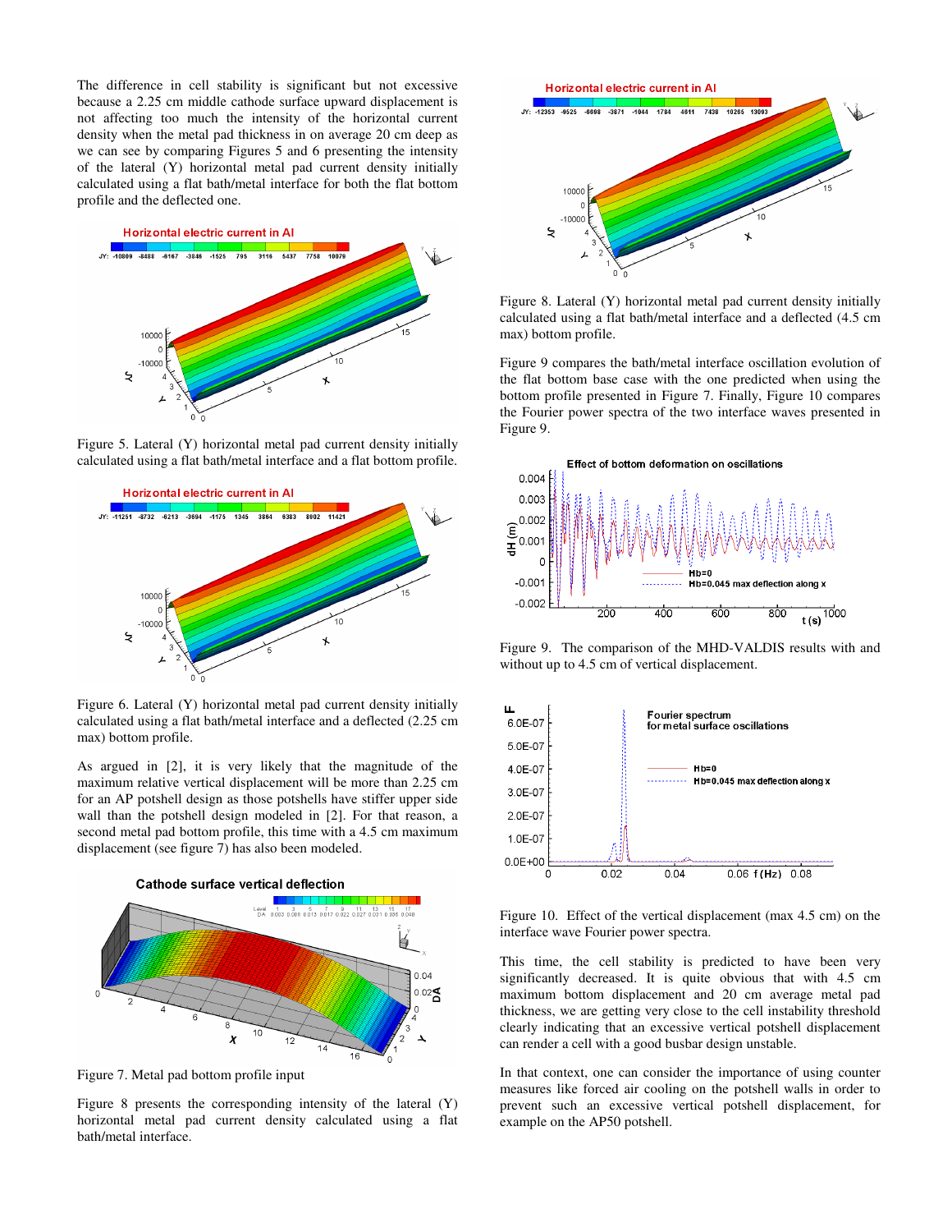The difference in cell stability is significant but not excessive because a 2.25 cm middle cathode surface upward displacement is not affecting too much the intensity of the horizontal current density when the metal pad thickness in on average 20 cm deep as we can see by comparing Figures 5 and 6 presenting the intensity of the lateral (Y) horizontal metal pad current density initially calculated using a flat bath/metal interface for both the flat bottom profile and the deflected one.

Figure 5. Lateral (Y) horizontal metal pad current density initially calculated using a flat bath/metal interface and a flat bottom profile.

Figure 6. Lateral (Y) horizontal metal pad current density initially calculated using a flat bath/metal interface and a deflected (2.25 cm max) bottom profile.

As argued in [2], it is very likely that the magnitude of the maximum relative vertical displacement will be more than 2.25 cm for an AP potshell design as those potshells have stiffer upper side wall than the potshell design modeled in [2]. For that reason, a second metal pad bottom profile, this time with a 4.5 cm maximum displacement (see figure 7) has also been modeled.

Figure 7. Metal pad bottom profile input

Figure 8 presents the corresponding intensity of the lateral (Y) horizontal metal pad current density calculated using a flat bath/metal interface.

Figure 8. Lateral (Y) horizontal metal pad current density initially calculated using a flat bath/metal interface and a deflected (4.5 cm max) bottom profile.

Figure 9 compares the bath/metal interface oscillation evolution of the flat bottom base case with the one predicted when using the bottom profile presented in Figure 7. Finally, Figure 10 compares the Fourier power spectra of the two interface waves presented in Figure 9.

Figure 9. The comparison of the MHD-VALDIS results with and without up to 4.5 cm of vertical displacement.

Figure 10. Effect of the vertical displacement (max 4.5 cm) on the interface wave Fourier power spectra.

This time, the cell stability is predicted to have been very significantly decreased. It is quite obvious that with 4.5 cm maximum bottom displacement and 20 cm average metal pad thickness, we are getting very close to the cell instability threshold clearly indicating that an excessive vertical potshell displacement can render a cell with a good busbar design unstable.

In that context, one can consider the importance of using counter measures like forced air cooling on the potshell walls in order to prevent such an excessive vertical potshell displacement, for example on the AP50 potshell.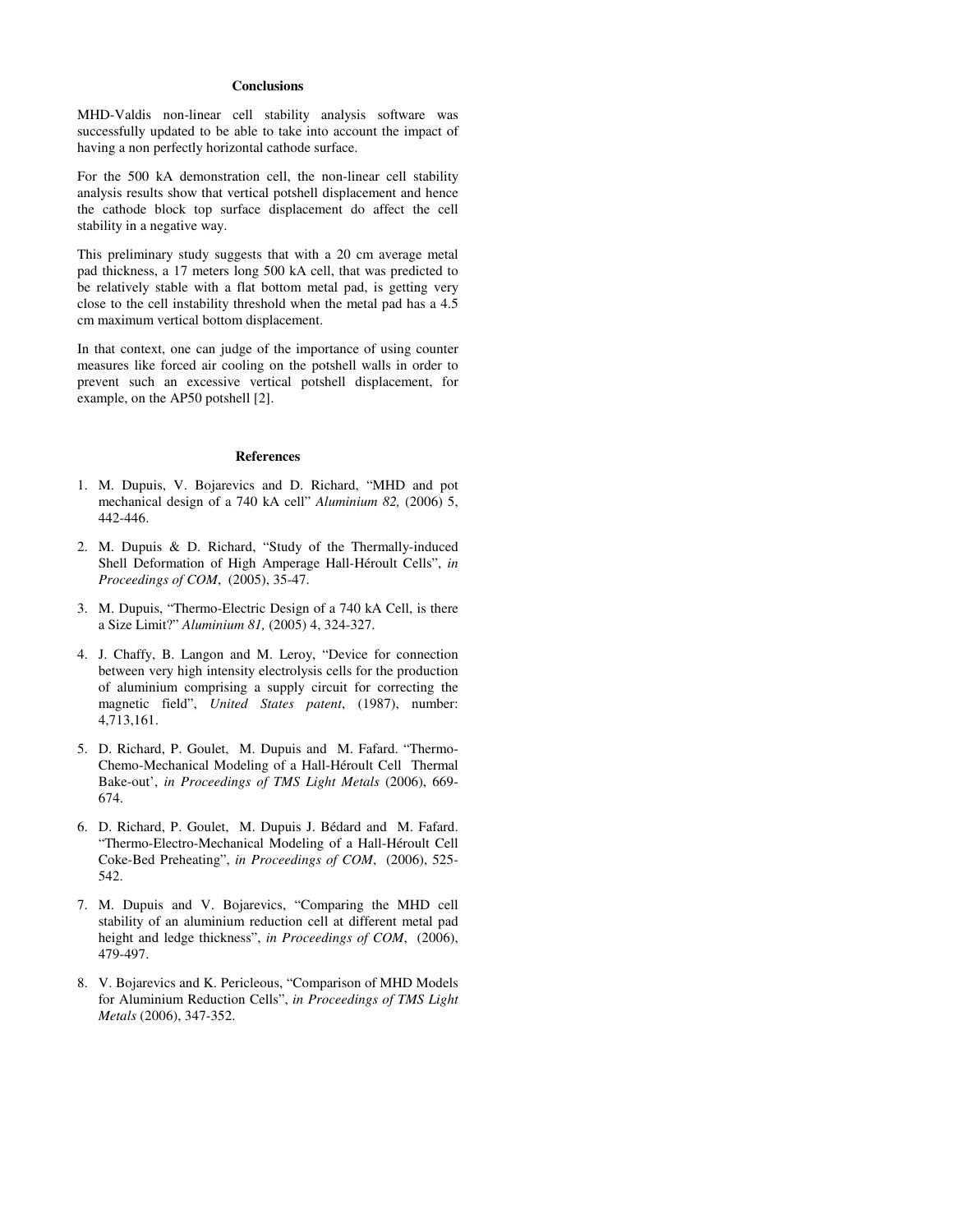## Conclusions

MHD-Valdis non-linear cell stability analysis software was successfully updated to be able to take into account the impact of having a non perfectly horizontal cathode surface.

For the 500 kA demonstration cell, the non-linear cell stability analysis results show that vertical potshell displacement and hence the cathode block top surface displacement do affect the cell stability in a negative way.

This preliminary study suggests that with a 20 cm average metal pad thickness, a 17 meters long 500 kA cell, that was predicted to be relatively stable with a flat bottom metal pad, is getting very close to the cell instability threshold when the metal pad has a 4.5 cm maximum vertical bottom displacement.

In that context, one can judge of the importance of using counter measures like forced air cooling on the potshell walls in order to prevent such an excessive vertical potshell displacement, for example, on the AP50 potshell [2].

## References

1. M. Dupuis, V. Bojarevics and D. Richard, "MHD and pot mechanical design of a 740 kA cell" *Aluminium 82,* (2006) 5, 442-446.
2. M. Dupuis & D. Richard, "Study of the Thermally-induced Shell Deformation of High Amperage Hall-Héroult Cells", *in Proceedings of COM*, (2005), 35-47.
3. M. Dupuis, "Thermo-Electric Design of a 740 kA Cell, is there a Size Limit?" *Aluminium 81,* (2005) 4, 324-327.
4. J. Chaffy, B. Langon and M. Leroy, "Device for connection between very high intensity electrolysis cells for the production of aluminium comprising a supply circuit for correcting the magnetic field", *United States patent*, (1987), number: 4,713,161.
5. D. Richard, P. Goulet, M. Dupuis and M. Fafard. "Thermo-Chemo-Mechanical Modeling of a Hall-Héroult Cell Thermal Bake-out', *in Proceedings of TMS Light Metals* (2006), 669-674.
6. D. Richard, P. Goulet, M. Dupuis J. Bédard and M. Fafard. "Thermo-Electro-Mechanical Modeling of a Hall-Héroult Cell Coke-Bed Preheating", *in Proceedings of COM*, (2006), 525-542.
7. M. Dupuis and V. Bojarevics, "Comparing the MHD cell stability of an aluminium reduction cell at different metal pad height and ledge thickness", *in Proceedings of COM*, (2006), 479-497.
8. V. Bojarevics and K. Pericleous, "Comparison of MHD Models for Aluminium Reduction Cells", *in Proceedings of TMS Light Metals* (2006), 347-352.